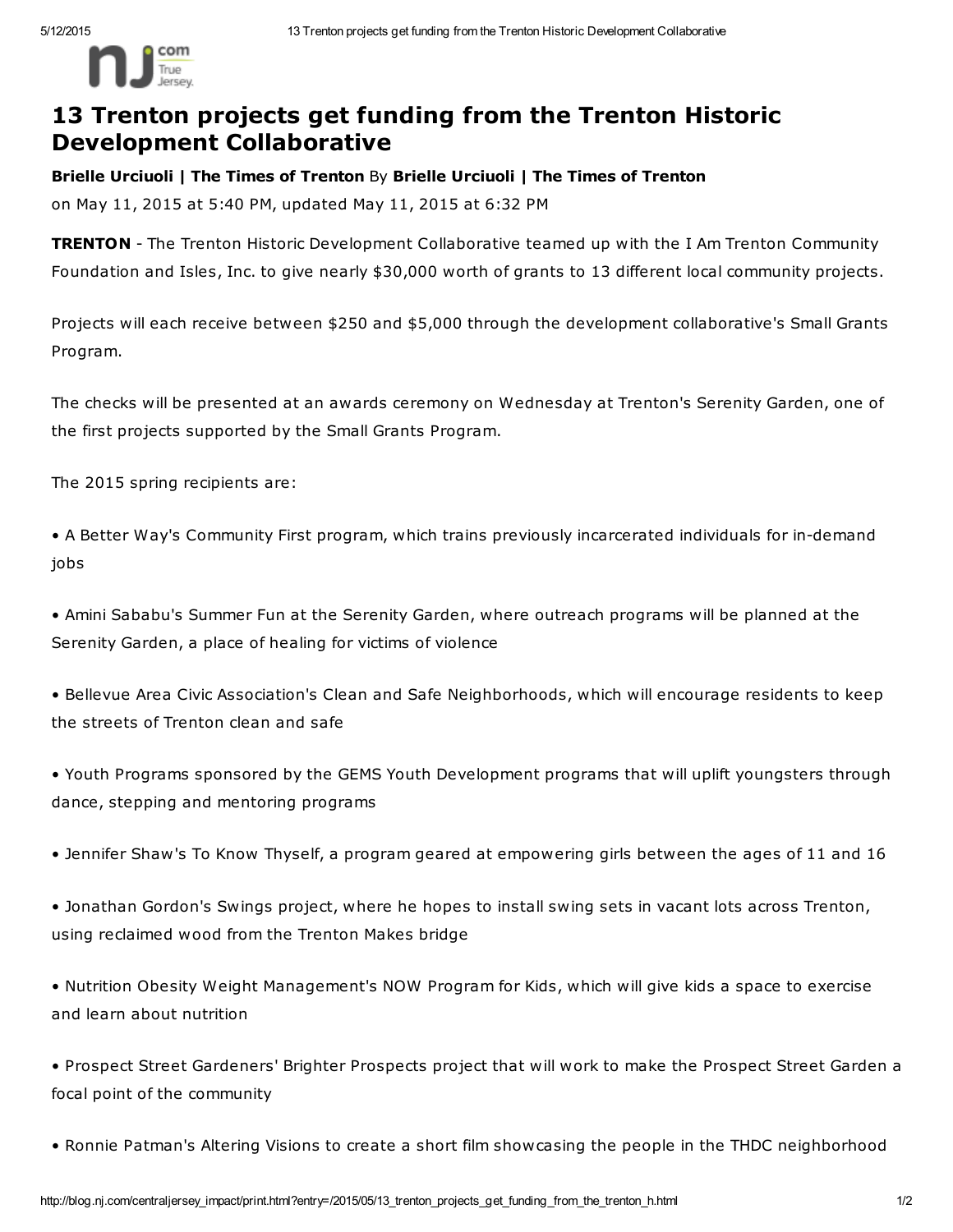# 13 Trenton projects get funding from the Trenton Historic Development Collaborative

**Brielle Urciuoli | The Times of Trenton** By **Brielle Urciuoli | The Times of Trenton**

on May 11, 2015 at 5:40 PM, updated May 11, 2015 at 6:32 PM

**TRENTON** - The Trenton Historic Development Collaborative teamed up with the I Am Trenton Community Foundation and Isles, Inc. to give nearly $30,000 worth of grants to 13 different local community projects.

Projects will each receive between $250 and $5,000 through the development collaborative's Small Grants Program.

The checks will be presented at an awards ceremony on Wednesday at Trenton's Serenity Garden, one of the first projects supported by the Small Grants Program.

The 2015 spring recipients are:

• A Better Way's Community First program, which trains previously incarcerated individuals for in-demand jobs

• Amini Sababu's Summer Fun at the Serenity Garden, where outreach programs will be planned at the Serenity Garden, a place of healing for victims of violence

• Bellevue Area Civic Association's Clean and Safe Neighborhoods, which will encourage residents to keep the streets of Trenton clean and safe

• Youth Programs sponsored by the GEMS Youth Development programs that will uplift youngsters through dance, stepping and mentoring programs

• Jennifer Shaw's To Know Thyself, a program geared at empowering girls between the ages of 11 and 16

• Jonathan Gordon's Swings project, where he hopes to install swing sets in vacant lots across Trenton, using reclaimed wood from the Trenton Makes bridge

• Nutrition Obesity Weight Management's NOW Program for Kids, which will give kids a space to exercise and learn about nutrition

• Prospect Street Gardeners' Brighter Prospects project that will work to make the Prospect Street Garden a focal point of the community

• Ronnie Patman's Altering Visions to create a short film showcasing the people in the THDC neighborhood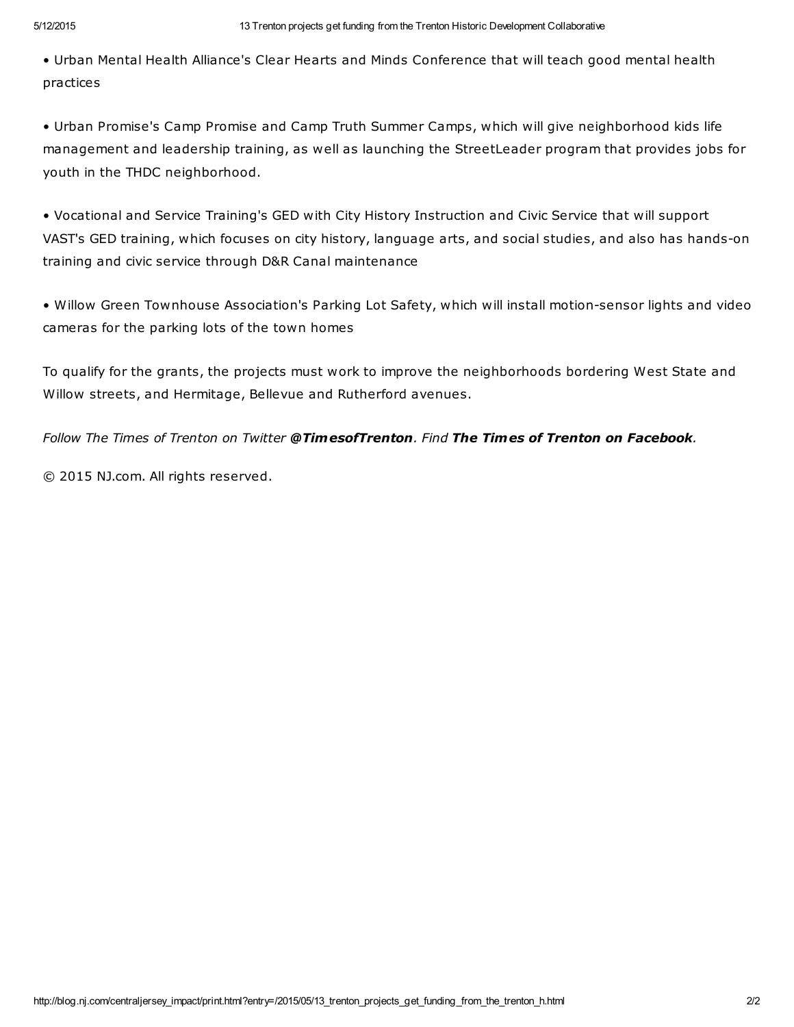• Urban Mental Health Alliance's Clear Hearts and Minds Conference that will teach good mental health practices

• Urban Promise's Camp Promise and Camp Truth Summer Camps, which will give neighborhood kids life management and leadership training, as well as launching the StreetLeader program that provides jobs for youth in the THDC neighborhood.

• Vocational and Service Training's GED with City History Instruction and Civic Service that will support VAST's GED training, which focuses on city history, language arts, and social studies, and also has hands-on training and civic service through D&R Canal maintenance

• Willow Green Townhouse Association's Parking Lot Safety, which will install motion-sensor lights and video cameras for the parking lots of the town homes

To qualify for the grants, the projects must work to improve the neighborhoods bordering West State and Willow streets, and Hermitage, Bellevue and Rutherford avenues.

*Follow The Times of Trenton on Twitter **@TimesofTrenton**. Find **The Times of Trenton on Facebook**.*

© 2015 NJ.com. All rights reserved.